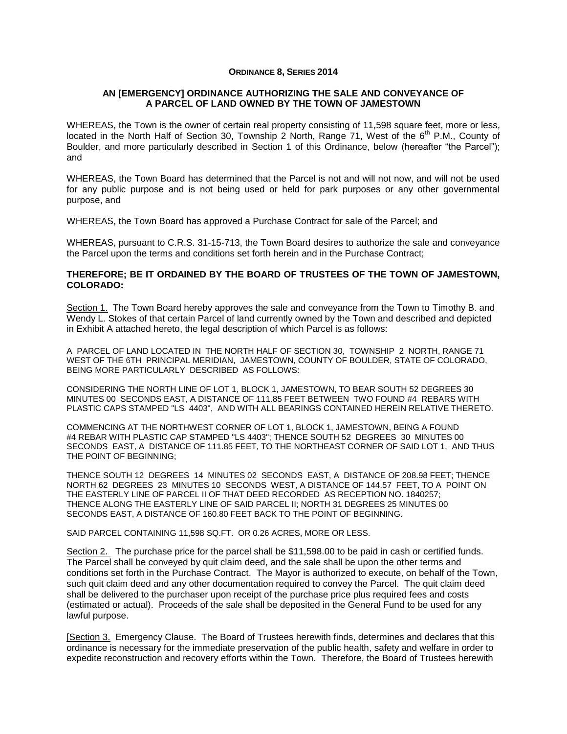**ORDINANCE 8, SERIES 2014**

**AN [EMERGENCY] ORDINANCE AUTHORIZING THE SALE AND CONVEYANCE OF A PARCEL OF LAND OWNED BY THE TOWN OF JAMESTOWN**

WHEREAS, the Town is the owner of certain real property consisting of 11,598 square feet, more or less, located in the North Half of Section 30, Township 2 North, Range 71, West of the 6th P.M., County of Boulder, and more particularly described in Section 1 of this Ordinance, below (hereafter "the Parcel"); and

WHEREAS, the Town Board has determined that the Parcel is not and will not now, and will not be used for any public purpose and is not being used or held for park purposes or any other governmental purpose, and

WHEREAS, the Town Board has approved a Purchase Contract for sale of the Parcel; and

WHEREAS, pursuant to C.R.S. 31-15-713, the Town Board desires to authorize the sale and conveyance the Parcel upon the terms and conditions set forth herein and in the Purchase Contract;

**THEREFORE; BE IT ORDAINED BY THE BOARD OF TRUSTEES OF THE TOWN OF JAMESTOWN, COLORADO:**

Section 1. The Town Board hereby approves the sale and conveyance from the Town to Timothy B. and Wendy L. Stokes of that certain Parcel of land currently owned by the Town and described and depicted in Exhibit A attached hereto, the legal description of which Parcel is as follows:

A PARCEL OF LAND LOCATED IN THE NORTH HALF OF SECTION 30, TOWNSHIP 2 NORTH, RANGE 71 WEST OF THE 6TH PRINCIPAL MERIDIAN, JAMESTOWN, COUNTY OF BOULDER, STATE OF COLORADO, BEING MORE PARTICULARLY DESCRIBED AS FOLLOWS:

CONSIDERING THE NORTH LINE OF LOT 1, BLOCK 1, JAMESTOWN, TO BEAR SOUTH 52 DEGREES 30 MINUTES 00 SECONDS EAST, A DISTANCE OF 111.85 FEET BETWEEN TWO FOUND #4 REBARS WITH PLASTIC CAPS STAMPED "LS 4403", AND WITH ALL BEARINGS CONTAINED HEREIN RELATIVE THERETO.

COMMENCING AT THE NORTHWEST CORNER OF LOT 1, BLOCK 1, JAMESTOWN, BEING A FOUND #4 REBAR WITH PLASTIC CAP STAMPED "LS 4403"; THENCE SOUTH 52 DEGREES 30 MINUTES 00 SECONDS EAST, A DISTANCE OF 111.85 FEET, TO THE NORTHEAST CORNER OF SAID LOT 1, AND THUS THE POINT OF BEGINNING;

THENCE SOUTH 12 DEGREES 14 MINUTES 02 SECONDS EAST, A DISTANCE OF 208.98 FEET; THENCE NORTH 62 DEGREES 23 MINUTES 10 SECONDS WEST, A DISTANCE OF 144.57 FEET, TO A POINT ON THE EASTERLY LINE OF PARCEL II OF THAT DEED RECORDED AS RECEPTION NO. 1840257; THENCE ALONG THE EASTERLY LINE OF SAID PARCEL II; NORTH 31 DEGREES 25 MINUTES 00 SECONDS EAST, A DISTANCE OF 160.80 FEET BACK TO THE POINT OF BEGINNING.

SAID PARCEL CONTAINING 11,598 SQ.FT. OR 0.26 ACRES, MORE OR LESS.

Section 2. The purchase price for the parcel shall be $11,598.00 to be paid in cash or certified funds. The Parcel shall be conveyed by quit claim deed, and the sale shall be upon the other terms and conditions set forth in the Purchase Contract. The Mayor is authorized to execute, on behalf of the Town, such quit claim deed and any other documentation required to convey the Parcel. The quit claim deed shall be delivered to the purchaser upon receipt of the purchase price plus required fees and costs (estimated or actual). Proceeds of the sale shall be deposited in the General Fund to be used for any lawful purpose.

[Section 3. Emergency Clause. The Board of Trustees herewith finds, determines and declares that this ordinance is necessary for the immediate preservation of the public health, safety and welfare in order to expedite reconstruction and recovery efforts within the Town. Therefore, the Board of Trustees herewith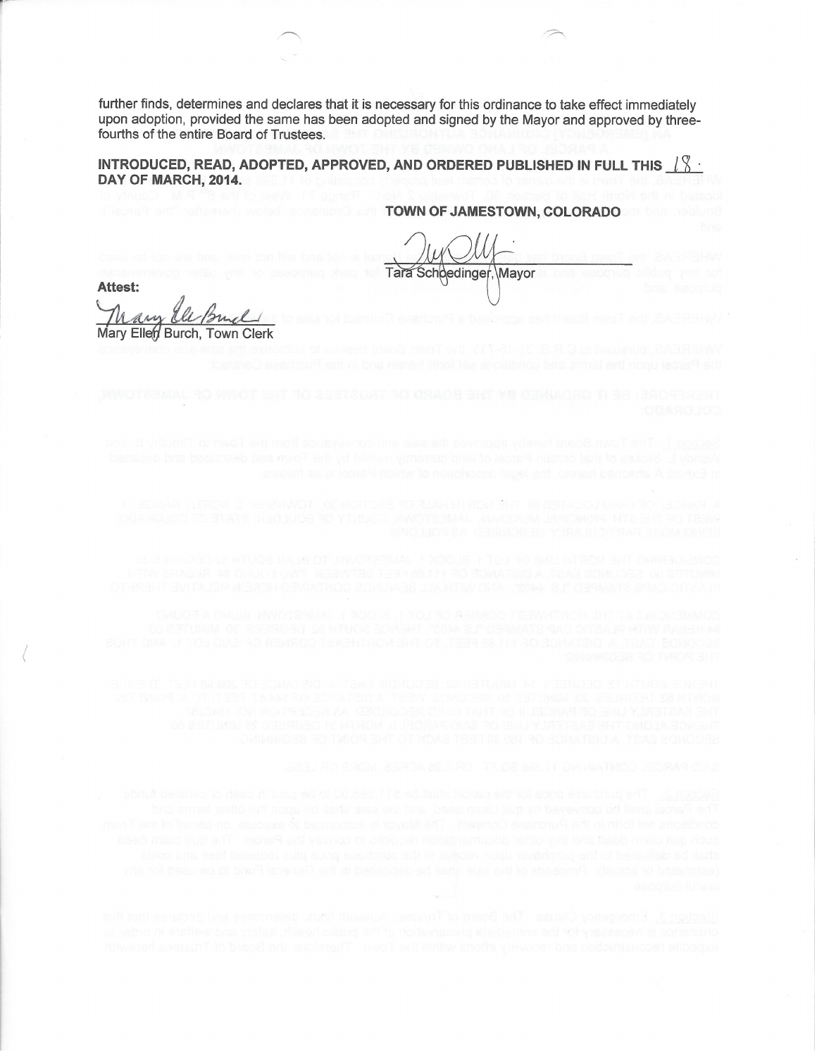further finds, determines and declares that it is necessary for this ordinance to take effect immediately upon adoption, provided the same has been adopted and signed by the Mayor and approved by three-fourths of the entire Board of Trustees.

**INTRODUCED, READ, ADOPTED, APPROVED, AND ORDERED PUBLISHED IN FULL THIS 18 DAY OF MARCH, 2014.**

**TOWN OF JAMESTOWN, COLORADO**

Tara Schoedinger, Mayor

**Attest:**

Mary Ellen Burch, Town Clerk